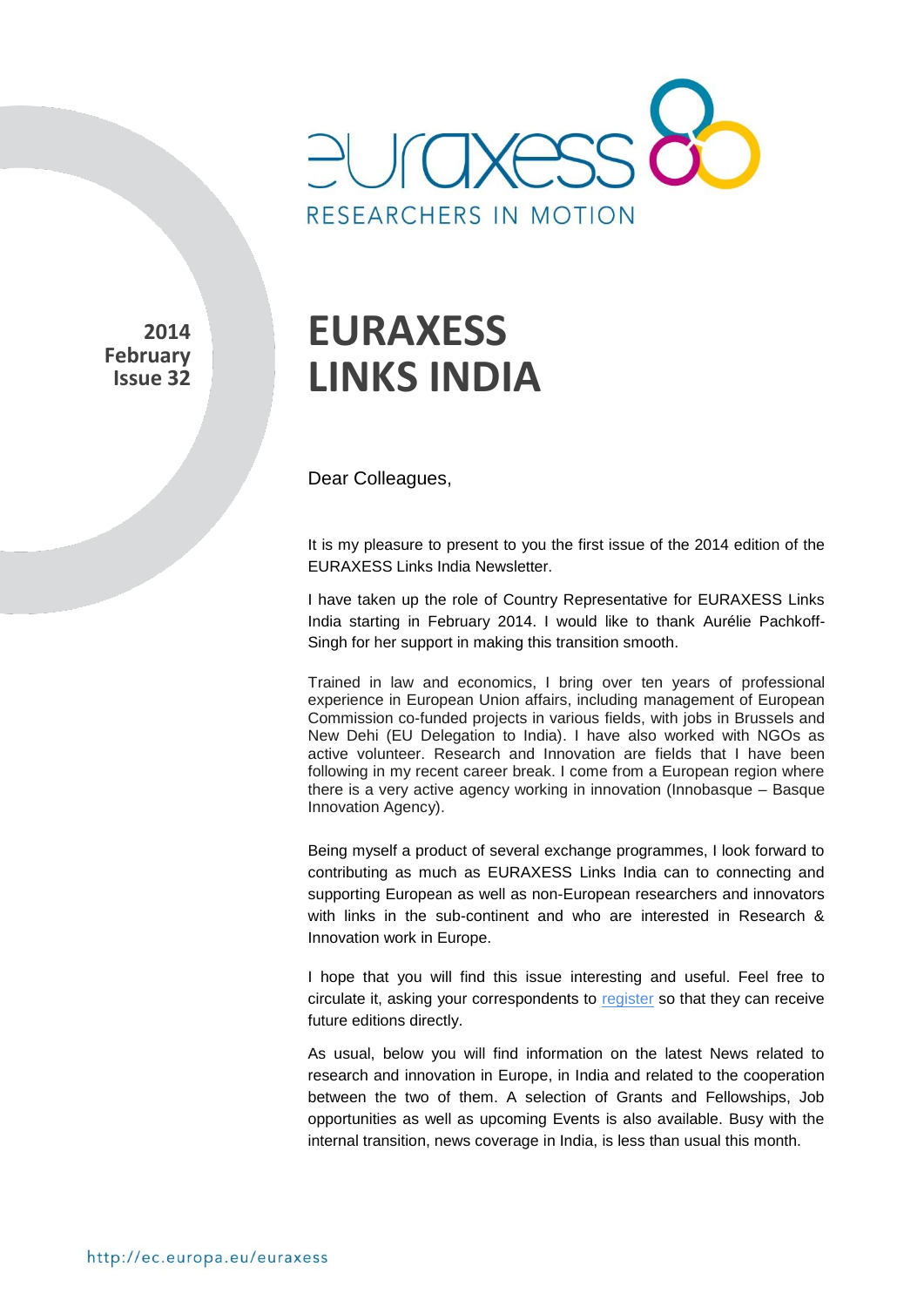**2014 February Issue 32**

# EURAXESS LINKS INDIA

Dear Colleagues,

It is my pleasure to present to you the first issue of the 2014 edition of the EURAXESS Links India Newsletter.

I have taken up the role of Country Representative for EURAXESS Links India starting in February 2014. I would like to thank Aurélie Pachkoff-Singh for her support in making this transition smooth.

Trained in law and economics, I bring over ten years of professional experience in European Union affairs, including management of European Commission co-funded projects in various fields, with jobs in Brussels and New Dehi (EU Delegation to India). I have also worked with NGOs as active volunteer. Research and Innovation are fields that I have been following in my recent career break. I come from a European region where there is a very active agency working in innovation (Innobasque – Basque Innovation Agency).

Being myself a product of several exchange programmes, I look forward to contributing as much as EURAXESS Links India can to connecting and supporting European as well as non-European researchers and innovators with links in the sub-continent and who are interested in Research & Innovation work in Europe.

I hope that you will find this issue interesting and useful. Feel free to circulate it, asking your correspondents to register so that they can receive future editions directly.

As usual, below you will find information on the latest News related to research and innovation in Europe, in India and related to the cooperation between the two of them. A selection of Grants and Fellowships, Job opportunities as well as upcoming Events is also available. Busy with the internal transition, news coverage in India, is less than usual this month.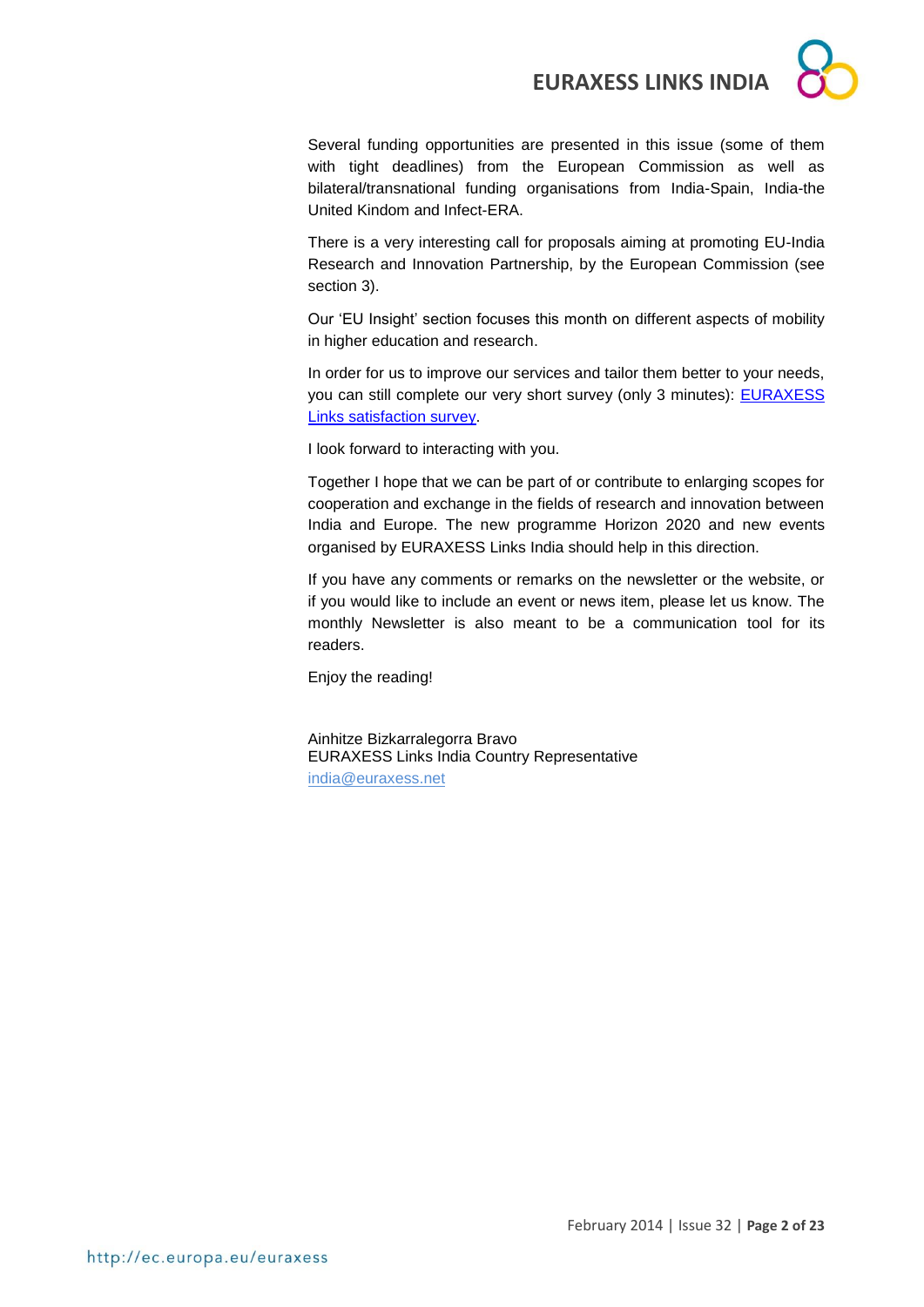Several funding opportunities are presented in this issue (some of them with tight deadlines) from the European Commission as well as bilateral/transnational funding organisations from India-Spain, India-the United Kindom and Infect-ERA.

There is a very interesting call for proposals aiming at promoting EU-India Research and Innovation Partnership, by the European Commission (see section 3).

Our 'EU Insight' section focuses this month on different aspects of mobility in higher education and research.

In order for us to improve our services and tailor them better to your needs, you can still complete our very short survey (only 3 minutes): [EURAXESS Links satisfaction survey](#).

I look forward to interacting with you.

Together I hope that we can be part of or contribute to enlarging scopes for cooperation and exchange in the fields of research and innovation between India and Europe. The new programme Horizon 2020 and new events organised by EURAXESS Links India should help in this direction.

If you have any comments or remarks on the newsletter or the website, or if you would like to include an event or news item, please let us know. The monthly Newsletter is also meant to be a communication tool for its readers.

Enjoy the reading!

Ainhitze Bizkarralegorra Bravo
EURAXESS Links India Country Representative
india@euraxess.net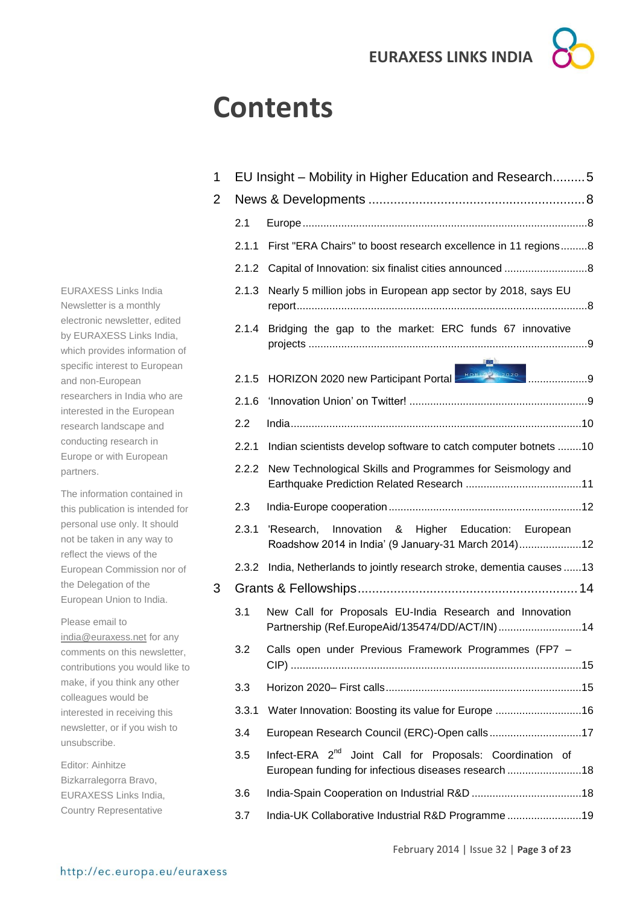# Contents

1 EU Insight – Mobility in Higher Education and Research.........5

2 News & Developments ............................................................8

- 2.1 Europe..............................................................................................8
- 2.1.1 First "ERA Chairs" to boost research excellence in 11 regions.........8
- 2.1.2 Capital of Innovation: six finalist cities announced ............................8
- 2.1.3 Nearly 5 million jobs in European app sector by 2018, says EU report................................................................................................8
- 2.1.4 Bridging the gap to the market: ERC funds 67 innovative projects ..............................................................................................9
- 2.1.5 HORIZON 2020 new Participant Portal ....................9
- 2.1.6 'Innovation Union' on Twitter! ...........................................................9
- 2.2 India.................................................................................................10
- 2.2.1 Indian scientists develop software to catch computer botnets ........10
- 2.2.2 New Technological Skills and Programmes for Seismology and Earthquake Prediction Related Research .......................................11
- 2.3 India-Europe cooperation.................................................................12
- 2.3.1 'Research, Innovation & Higher Education: European Roadshow 2014 in India' (9 January-31 March 2014).....................12
- 2.3.2 India, Netherlands to jointly research stroke, dementia causes ......13

3 Grants & Fellowships.............................................................14

- 3.1 New Call for Proposals EU-India Research and Innovation Partnership (Ref.EuropeAid/135474/DD/ACT/IN)............................14
- 3.2 Calls open under Previous Framework Programmes (FP7 – CIP) .................................................................................................15
- 3.3 Horizon 2020– First calls.................................................................15
- 3.3.1 Water Innovation: Boosting its value for Europe .............................16
- 3.4 European Research Council (ERC)-Open calls...............................17
- 3.5 Infect-ERA 2nd Joint Call for Proposals: Coordination of European funding for infectious diseases research .........................18
- 3.6 India-Spain Cooperation on Industrial R&D .....................................18
- 3.7 India-UK Collaborative Industrial R&D Programme .........................19

EURAXESS Links India Newsletter is a monthly electronic newsletter, edited by EURAXESS Links India, which provides information of specific interest to European and non-European researchers in India who are interested in the European research landscape and conducting research in Europe or with European partners.

The information contained in this publication is intended for personal use only. It should not be taken in any way to reflect the views of the European Commission nor of the Delegation of the European Union to India.

Please email to india@euraxess.net for any comments on this newsletter, contributions you would like to make, if you think any other colleagues would be interested in receiving this newsletter, or if you wish to unsubscribe.

Editor: Ainhitze Bizkarralegorra Bravo, EURAXESS Links India, Country Representative

http://ec.europa.eu/euraxess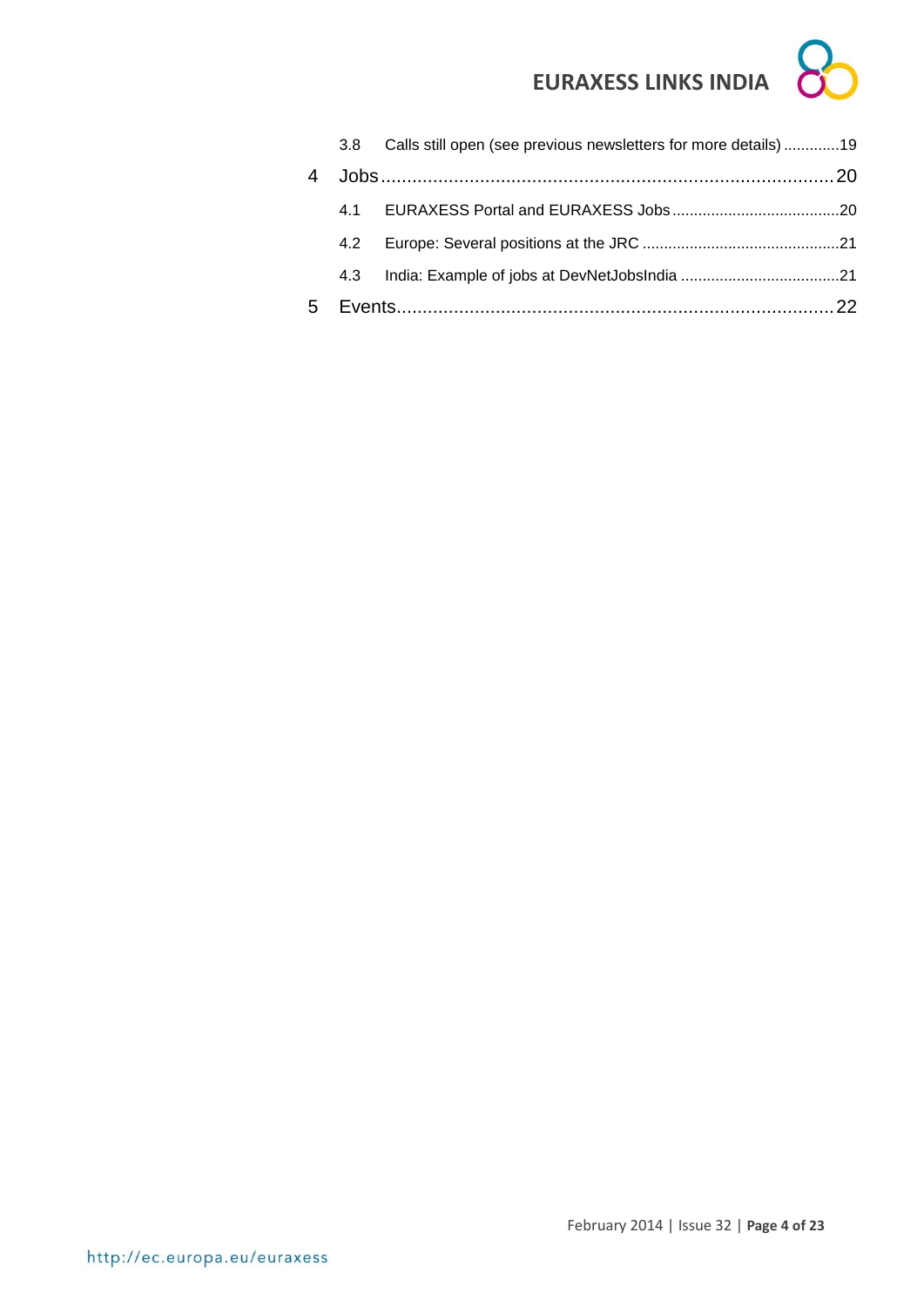3.8 Calls still open (see previous newsletters for more details) .............19

4 Jobs .......................................................................................20

4.1 EURAXESS Portal and EURAXESS Jobs .......................................20

4.2 Europe: Several positions at the JRC ..............................................21

4.3 India: Example of jobs at DevNetJobsIndia .....................................21

5 Events....................................................................................22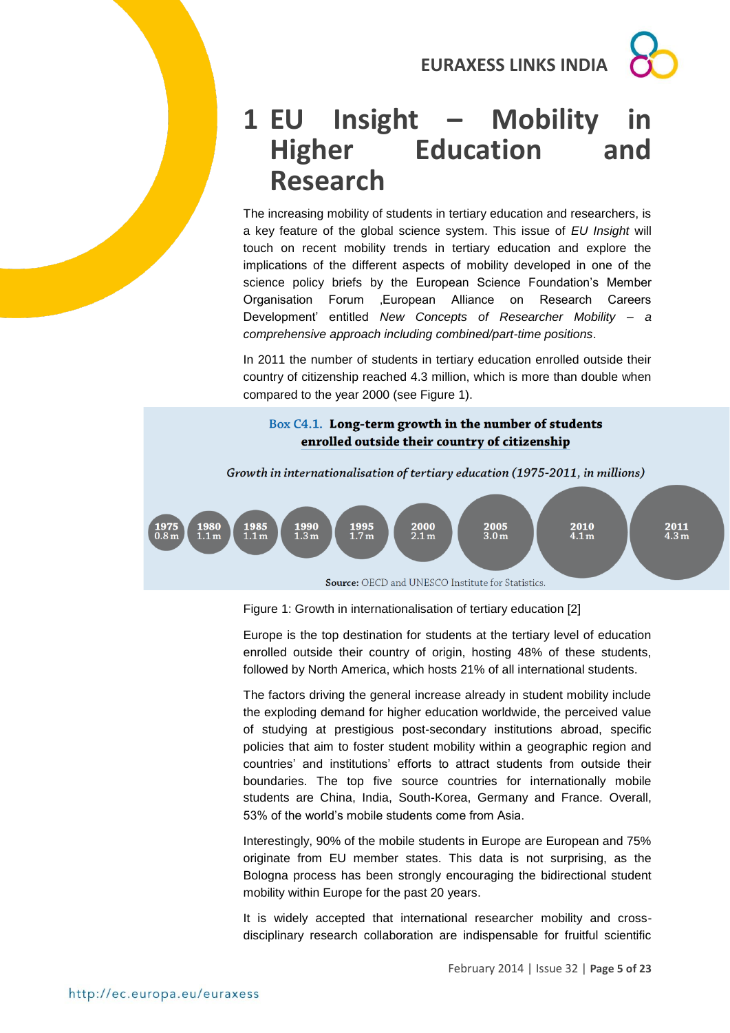# 1 EU Insight – Mobility in Higher Education and Research

The increasing mobility of students in tertiary education and researchers, is a key feature of the global science system. This issue of *EU Insight* will touch on recent mobility trends in tertiary education and explore the implications of the different aspects of mobility developed in one of the science policy briefs by the European Science Foundation's Member Organisation Forum ,European Alliance on Research Careers Development' entitled *New Concepts of Researcher Mobility – a comprehensive approach including combined/part-time positions*.

In 2011 the number of students in tertiary education enrolled outside their country of citizenship reached 4.3 million, which is more than double when compared to the year 2000 (see Figure 1).

**Box C4.1. Long-term growth in the number of students enrolled outside their country of citizenship**

*Growth in internationalisation of tertiary education (1975-2011, in millions)*

| 1975 | 1980 | 1985 | 1990 | 1995 | 2000 | 2005 | 2010 | 2011 |
|---|---|---|---|---|---|---|---|---|
| 0.8 m | 1.1 m | 1.1 m | 1.3 m | 1.7 m | 2.1 m | 3.0 m | 4.1 m | 4.3 m |

**Source:** OECD and UNESCO Institute for Statistics.

Figure 1: Growth in internationalisation of tertiary education [2]

Europe is the top destination for students at the tertiary level of education enrolled outside their country of origin, hosting 48% of these students, followed by North America, which hosts 21% of all international students.

The factors driving the general increase already in student mobility include the exploding demand for higher education worldwide, the perceived value of studying at prestigious post-secondary institutions abroad, specific policies that aim to foster student mobility within a geographic region and countries' and institutions' efforts to attract students from outside their boundaries. The top five source countries for internationally mobile students are China, India, South-Korea, Germany and France. Overall, 53% of the world's mobile students come from Asia.

Interestingly, 90% of the mobile students in Europe are European and 75% originate from EU member states. This data is not surprising, as the Bologna process has been strongly encouraging the bidirectional student mobility within Europe for the past 20 years.

It is widely accepted that international researcher mobility and cross-disciplinary research collaboration are indispensable for fruitful scientific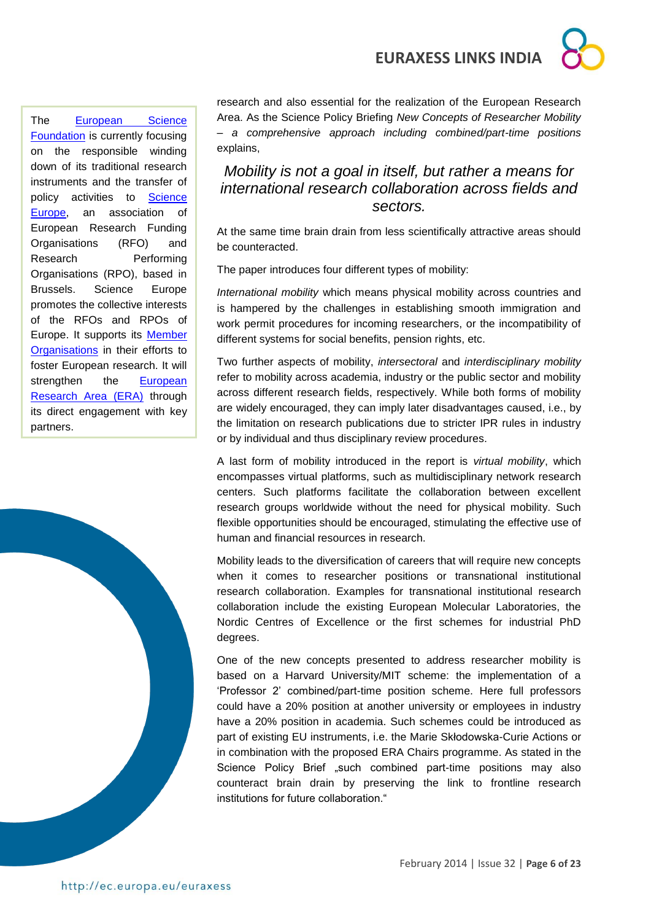The [European Science Foundation] is currently focusing on the responsible winding down of its traditional research instruments and the transfer of policy activities to [Science Europe], an association of European Research Funding Organisations (RFO) and Research Performing Organisations (RPO), based in Brussels. Science Europe promotes the collective interests of the RFOs and RPOs of Europe. It supports its [Member Organisations] in their efforts to foster European research. It will strengthen the [European Research Area (ERA)] through its direct engagement with key partners.

research and also essential for the realization of the European Research Area. As the Science Policy Briefing *New Concepts of Researcher Mobility – a comprehensive approach including combined/part-time positions* explains,

> *Mobility is not a goal in itself, but rather a means for international research collaboration across fields and sectors.*

At the same time brain drain from less scientifically attractive areas should be counteracted.

The paper introduces four different types of mobility:

*International mobility* which means physical mobility across countries and is hampered by the challenges in establishing smooth immigration and work permit procedures for incoming researchers, or the incompatibility of different systems for social benefits, pension rights, etc.

Two further aspects of mobility, *intersectoral* and *interdisciplinary mobility* refer to mobility across academia, industry or the public sector and mobility across different research fields, respectively. While both forms of mobility are widely encouraged, they can imply later disadvantages caused, i.e., by the limitation on research publications due to stricter IPR rules in industry or by individual and thus disciplinary review procedures.

A last form of mobility introduced in the report is *virtual mobility*, which encompasses virtual platforms, such as multidisciplinary network research centers. Such platforms facilitate the collaboration between excellent research groups worldwide without the need for physical mobility. Such flexible opportunities should be encouraged, stimulating the effective use of human and financial resources in research.

Mobility leads to the diversification of careers that will require new concepts when it comes to researcher positions or transnational institutional research collaboration. Examples for transnational institutional research collaboration include the existing European Molecular Laboratories, the Nordic Centres of Excellence or the first schemes for industrial PhD degrees.

One of the new concepts presented to address researcher mobility is based on a Harvard University/MIT scheme: the implementation of a 'Professor 2' combined/part-time position scheme. Here full professors could have a 20% position at another university or employees in industry have a 20% position in academia. Such schemes could be introduced as part of existing EU instruments, i.e. the Marie Skłodowska-Curie Actions or in combination with the proposed ERA Chairs programme. As stated in the Science Policy Brief „such combined part-time positions may also counteract brain drain by preserving the link to frontline research institutions for future collaboration."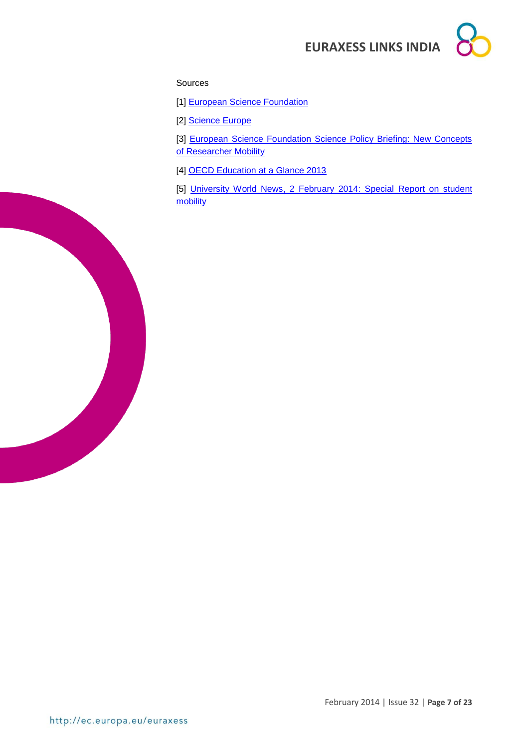Sources

[1] European Science Foundation

[2] Science Europe

[3] European Science Foundation Science Policy Briefing: New Concepts of Researcher Mobility

[4] OECD Education at a Glance 2013

[5] University World News, 2 February 2014: Special Report on student mobility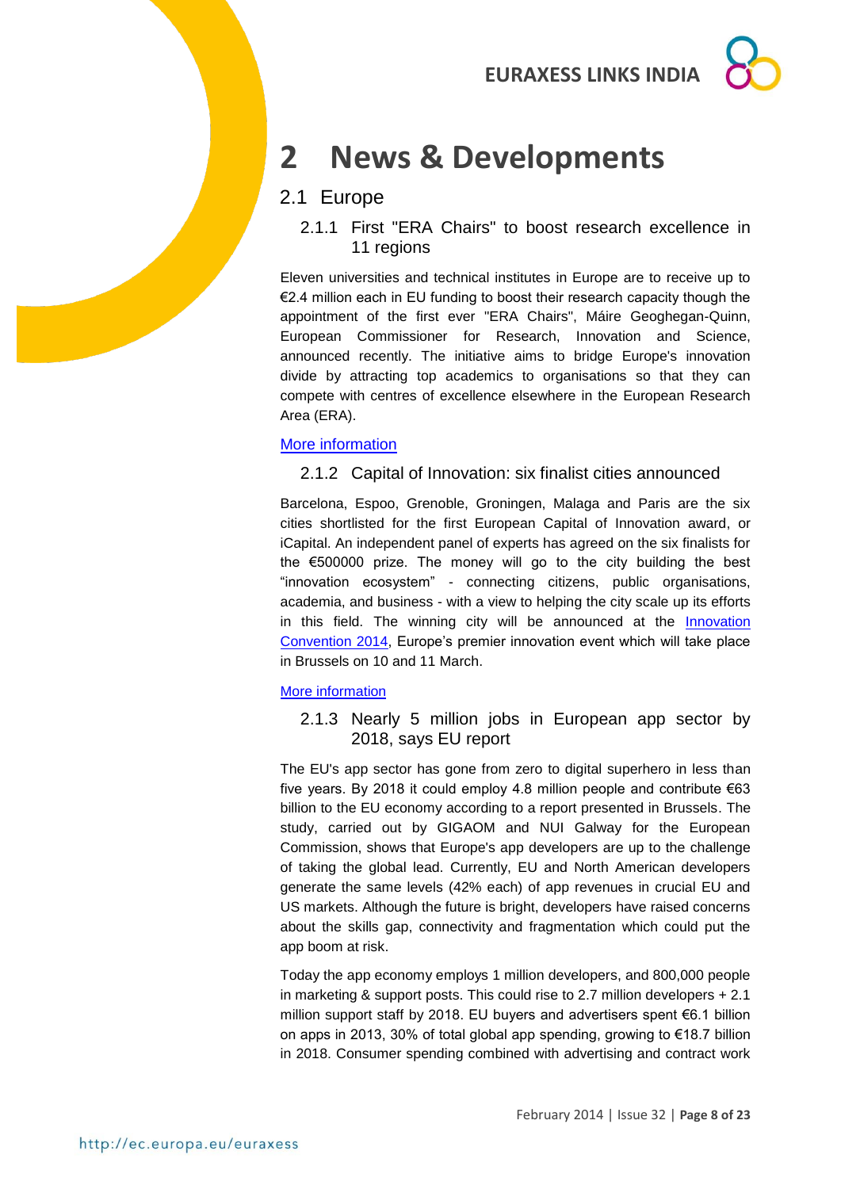# 2 News & Developments

## 2.1 Europe

### 2.1.1 First "ERA Chairs" to boost research excellence in 11 regions

Eleven universities and technical institutes in Europe are to receive up to €2.4 million each in EU funding to boost their research capacity though the appointment of the first ever "ERA Chairs", Máire Geoghegan-Quinn, European Commissioner for Research, Innovation and Science, announced recently. The initiative aims to bridge Europe's innovation divide by attracting top academics to organisations so that they can compete with centres of excellence elsewhere in the European Research Area (ERA).

More information

### 2.1.2 Capital of Innovation: six finalist cities announced

Barcelona, Espoo, Grenoble, Groningen, Malaga and Paris are the six cities shortlisted for the first European Capital of Innovation award, or iCapital. An independent panel of experts has agreed on the six finalists for the €500000 prize. The money will go to the city building the best "innovation ecosystem" - connecting citizens, public organisations, academia, and business - with a view to helping the city scale up its efforts in this field. The winning city will be announced at the Innovation Convention 2014, Europe's premier innovation event which will take place in Brussels on 10 and 11 March.

More information

### 2.1.3 Nearly 5 million jobs in European app sector by 2018, says EU report

The EU's app sector has gone from zero to digital superhero in less than five years. By 2018 it could employ 4.8 million people and contribute €63 billion to the EU economy according to a report presented in Brussels. The study, carried out by GIGAOM and NUI Galway for the European Commission, shows that Europe's app developers are up to the challenge of taking the global lead. Currently, EU and North American developers generate the same levels (42% each) of app revenues in crucial EU and US markets. Although the future is bright, developers have raised concerns about the skills gap, connectivity and fragmentation which could put the app boom at risk.

Today the app economy employs 1 million developers, and 800,000 people in marketing & support posts. This could rise to 2.7 million developers + 2.1 million support staff by 2018. EU buyers and advertisers spent €6.1 billion on apps in 2013, 30% of total global app spending, growing to €18.7 billion in 2018. Consumer spending combined with advertising and contract work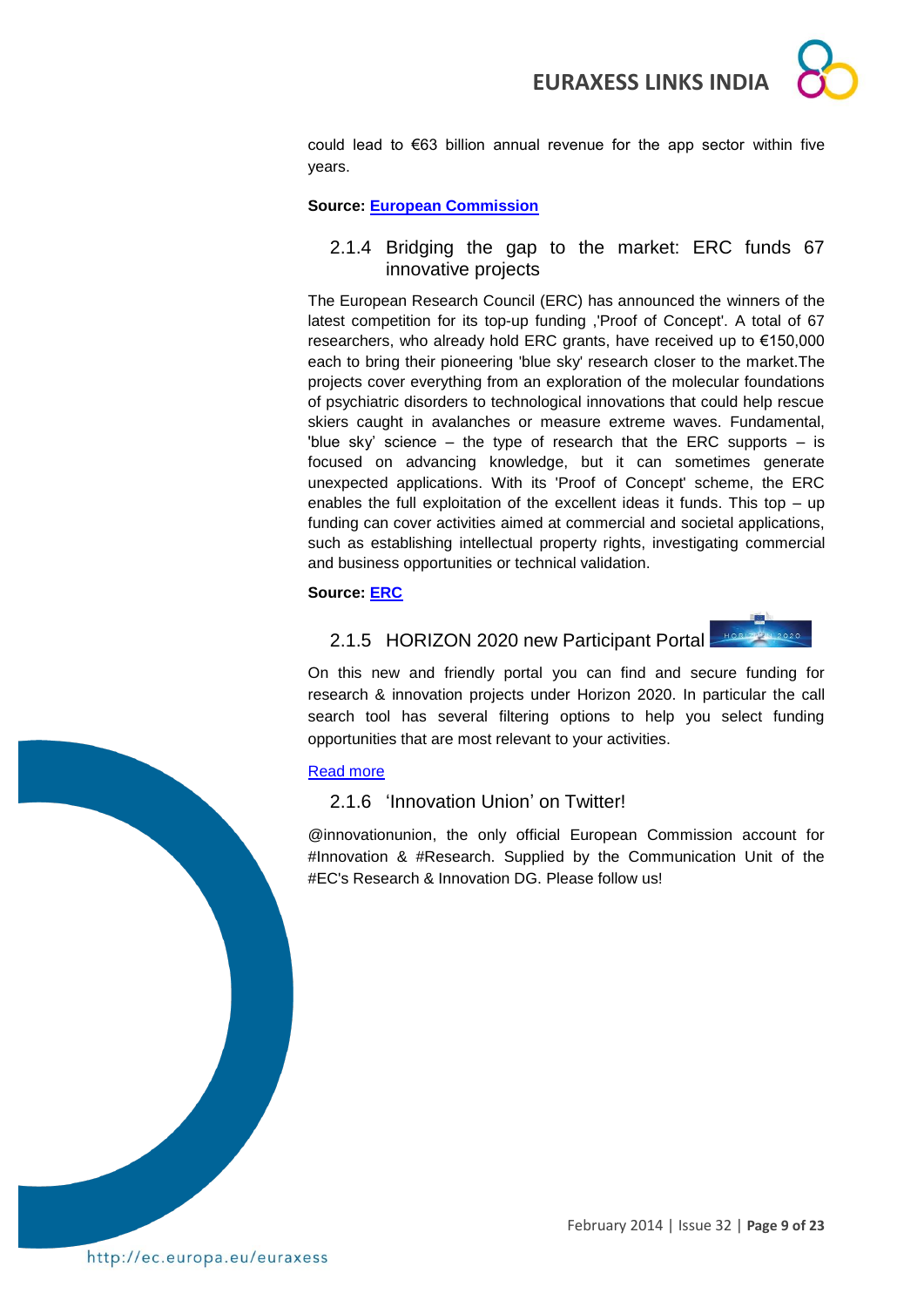could lead to €63 billion annual revenue for the app sector within five years.

**Source: European Commission**

### 2.1.4 Bridging the gap to the market: ERC funds 67 innovative projects

The European Research Council (ERC) has announced the winners of the latest competition for its top-up funding ,'Proof of Concept'. A total of 67 researchers, who already hold ERC grants, have received up to €150,000 each to bring their pioneering 'blue sky' research closer to the market.The projects cover everything from an exploration of the molecular foundations of psychiatric disorders to technological innovations that could help rescue skiers caught in avalanches or measure extreme waves. Fundamental, 'blue sky' science – the type of research that the ERC supports – is focused on advancing knowledge, but it can sometimes generate unexpected applications. With its 'Proof of Concept' scheme, the ERC enables the full exploitation of the excellent ideas it funds. This top – up funding can cover activities aimed at commercial and societal applications, such as establishing intellectual property rights, investigating commercial and business opportunities or technical validation.

**Source: ERC**

### 2.1.5 HORIZON 2020 new Participant Portal

On this new and friendly portal you can find and secure funding for research & innovation projects under Horizon 2020. In particular the call search tool has several filtering options to help you select funding opportunities that are most relevant to your activities.

Read more

### 2.1.6 'Innovation Union' on Twitter!

@innovationunion, the only official European Commission account for #Innovation & #Research. Supplied by the Communication Unit of the #EC's Research & Innovation DG. Please follow us!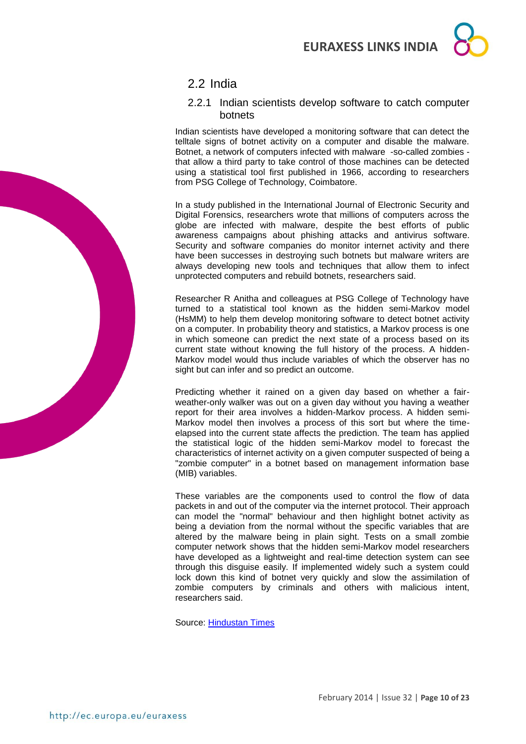## 2.2 India

### 2.2.1 Indian scientists develop software to catch computer botnets

Indian scientists have developed a monitoring software that can detect the telltale signs of botnet activity on a computer and disable the malware. Botnet, a network of computers infected with malware -so-called zombies - that allow a third party to take control of those machines can be detected using a statistical tool first published in 1966, according to researchers from PSG College of Technology, Coimbatore.

In a study published in the International Journal of Electronic Security and Digital Forensics, researchers wrote that millions of computers across the globe are infected with malware, despite the best efforts of public awareness campaigns about phishing attacks and antivirus software. Security and software companies do monitor internet activity and there have been successes in destroying such botnets but malware writers are always developing new tools and techniques that allow them to infect unprotected computers and rebuild botnets, researchers said.

Researcher R Anitha and colleagues at PSG College of Technology have turned to a statistical tool known as the hidden semi-Markov model (HsMM) to help them develop monitoring software to detect botnet activity on a computer. In probability theory and statistics, a Markov process is one in which someone can predict the next state of a process based on its current state without knowing the full history of the process. A hidden-Markov model would thus include variables of which the observer has no sight but can infer and so predict an outcome.

Predicting whether it rained on a given day based on whether a fair-weather-only walker was out on a given day without you having a weather report for their area involves a hidden-Markov process. A hidden semi-Markov model then involves a process of this sort but where the time-elapsed into the current state affects the prediction. The team has applied the statistical logic of the hidden semi-Markov model to forecast the characteristics of internet activity on a given computer suspected of being a "zombie computer" in a botnet based on management information base (MIB) variables.

These variables are the components used to control the flow of data packets in and out of the computer via the internet protocol. Their approach can model the "normal" behaviour and then highlight botnet activity as being a deviation from the normal without the specific variables that are altered by the malware being in plain sight. Tests on a small zombie computer network shows that the hidden semi-Markov model researchers have developed as a lightweight and real-time detection system can see through this disguise easily. If implemented widely such a system could lock down this kind of botnet very quickly and slow the assimilation of zombie computers by criminals and others with malicious intent, researchers said.

Source: [Hindustan Times]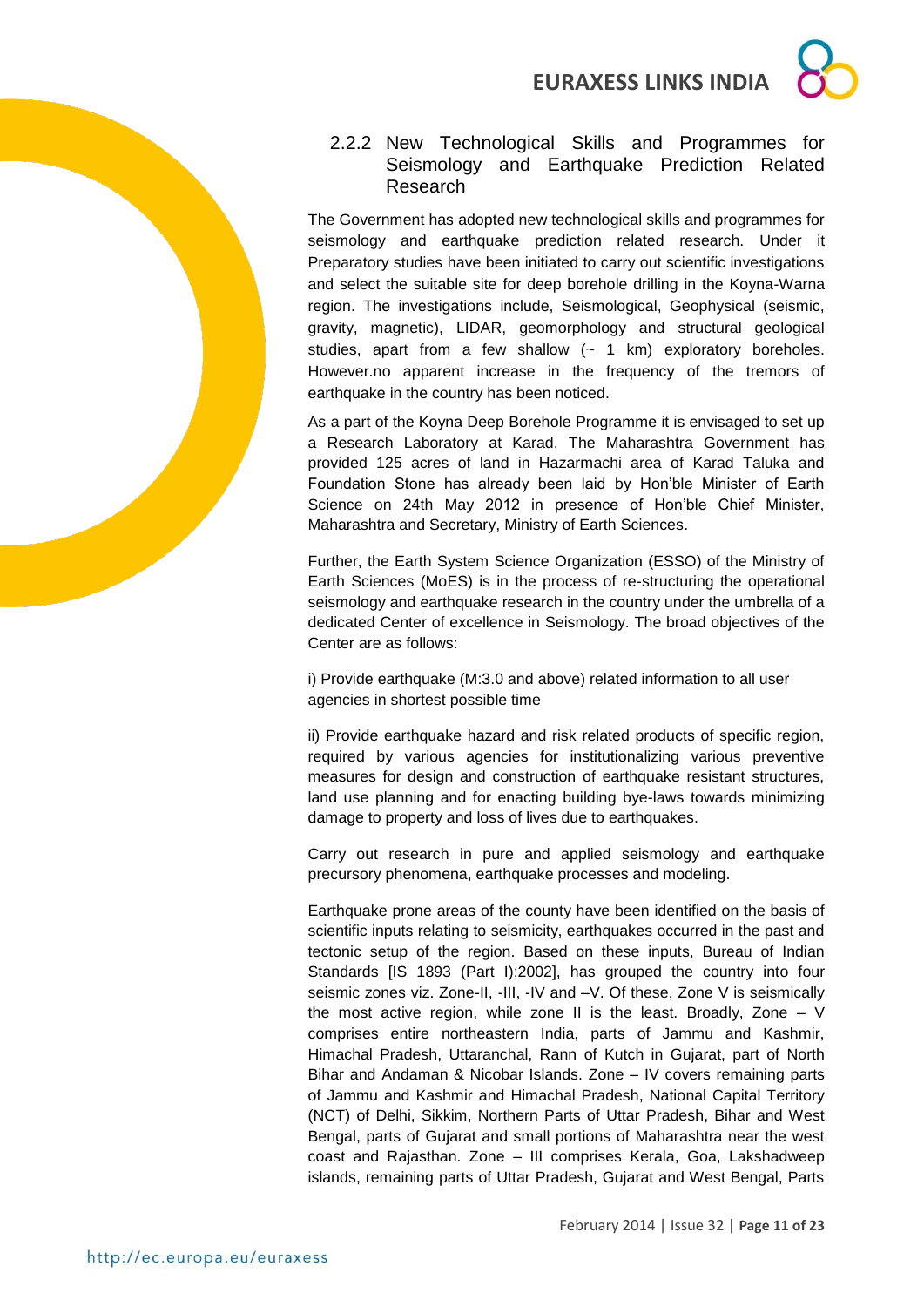### 2.2.2 New Technological Skills and Programmes for Seismology and Earthquake Prediction Related Research

The Government has adopted new technological skills and programmes for seismology and earthquake prediction related research. Under it Preparatory studies have been initiated to carry out scientific investigations and select the suitable site for deep borehole drilling in the Koyna-Warna region. The investigations include, Seismological, Geophysical (seismic, gravity, magnetic), LIDAR, geomorphology and structural geological studies, apart from a few shallow (~ 1 km) exploratory boreholes. However.no apparent increase in the frequency of the tremors of earthquake in the country has been noticed.

As a part of the Koyna Deep Borehole Programme it is envisaged to set up a Research Laboratory at Karad. The Maharashtra Government has provided 125 acres of land in Hazarmachi area of Karad Taluka and Foundation Stone has already been laid by Hon'ble Minister of Earth Science on 24th May 2012 in presence of Hon'ble Chief Minister, Maharashtra and Secretary, Ministry of Earth Sciences.

Further, the Earth System Science Organization (ESSO) of the Ministry of Earth Sciences (MoES) is in the process of re-structuring the operational seismology and earthquake research in the country under the umbrella of a dedicated Center of excellence in Seismology. The broad objectives of the Center are as follows:

i) Provide earthquake (M:3.0 and above) related information to all user agencies in shortest possible time

ii) Provide earthquake hazard and risk related products of specific region, required by various agencies for institutionalizing various preventive measures for design and construction of earthquake resistant structures, land use planning and for enacting building bye-laws towards minimizing damage to property and loss of lives due to earthquakes.

Carry out research in pure and applied seismology and earthquake precursory phenomena, earthquake processes and modeling.

Earthquake prone areas of the county have been identified on the basis of scientific inputs relating to seismicity, earthquakes occurred in the past and tectonic setup of the region. Based on these inputs, Bureau of Indian Standards [IS 1893 (Part I):2002], has grouped the country into four seismic zones viz. Zone-II, -III, -IV and –V. Of these, Zone V is seismically the most active region, while zone II is the least. Broadly, Zone – V comprises entire northeastern India, parts of Jammu and Kashmir, Himachal Pradesh, Uttaranchal, Rann of Kutch in Gujarat, part of North Bihar and Andaman & Nicobar Islands. Zone – IV covers remaining parts of Jammu and Kashmir and Himachal Pradesh, National Capital Territory (NCT) of Delhi, Sikkim, Northern Parts of Uttar Pradesh, Bihar and West Bengal, parts of Gujarat and small portions of Maharashtra near the west coast and Rajasthan. Zone – III comprises Kerala, Goa, Lakshadweep islands, remaining parts of Uttar Pradesh, Gujarat and West Bengal, Parts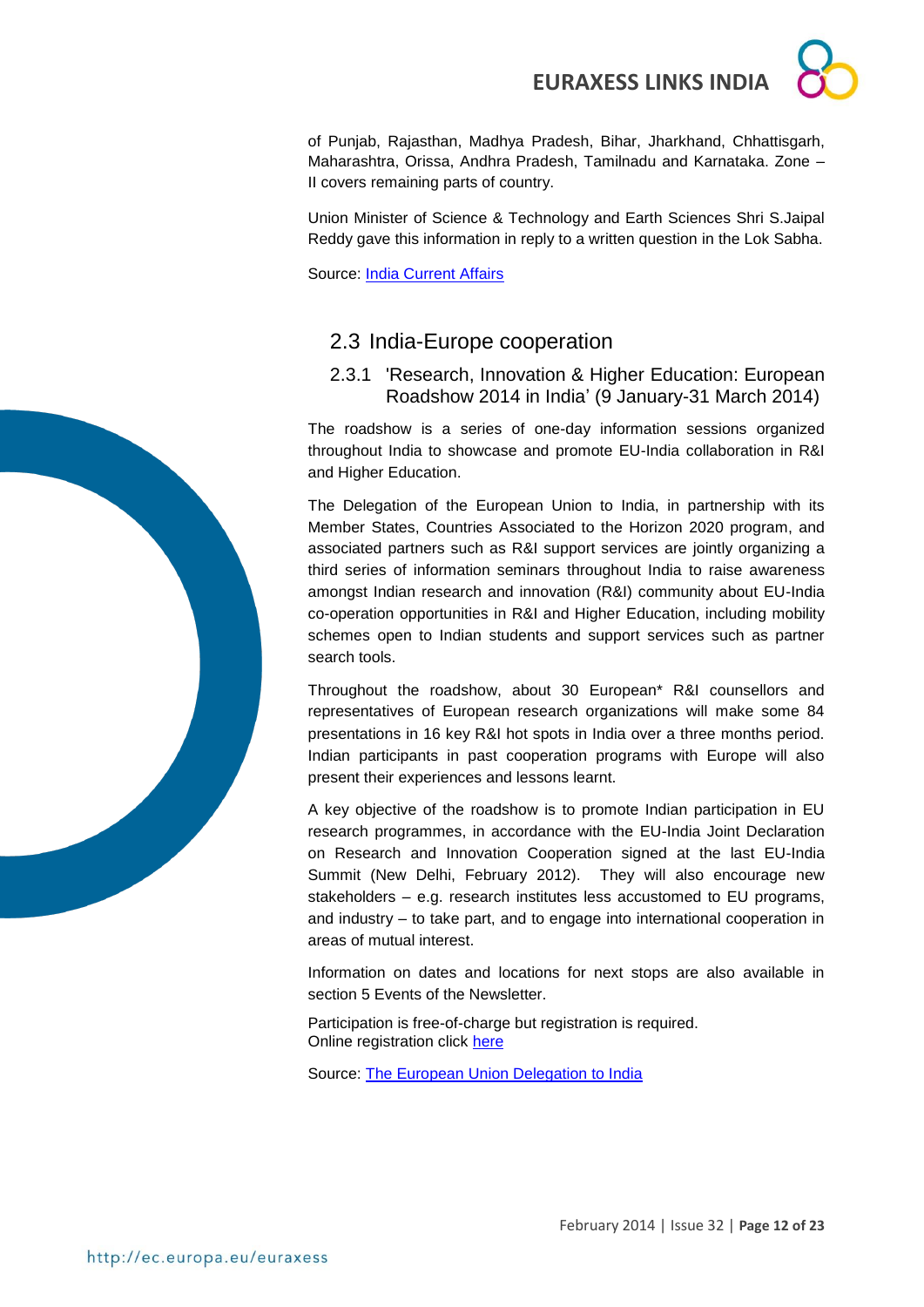of Punjab, Rajasthan, Madhya Pradesh, Bihar, Jharkhand, Chhattisgarh, Maharashtra, Orissa, Andhra Pradesh, Tamilnadu and Karnataka. Zone – II covers remaining parts of country.

Union Minister of Science & Technology and Earth Sciences Shri S.Jaipal Reddy gave this information in reply to a written question in the Lok Sabha.

Source: [India Current Affairs]()

## 2.3 India-Europe cooperation

### 2.3.1 'Research, Innovation & Higher Education: European Roadshow 2014 in India' (9 January-31 March 2014)

The roadshow is a series of one-day information sessions organized throughout India to showcase and promote EU-India collaboration in R&I and Higher Education.

The Delegation of the European Union to India, in partnership with its Member States, Countries Associated to the Horizon 2020 program, and associated partners such as R&I support services are jointly organizing a third series of information seminars throughout India to raise awareness amongst Indian research and innovation (R&I) community about EU-India co-operation opportunities in R&I and Higher Education, including mobility schemes open to Indian students and support services such as partner search tools.

Throughout the roadshow, about 30 European* R&I counsellors and representatives of European research organizations will make some 84 presentations in 16 key R&I hot spots in India over a three months period. Indian participants in past cooperation programs with Europe will also present their experiences and lessons learnt.

A key objective of the roadshow is to promote Indian participation in EU research programmes, in accordance with the EU-India Joint Declaration on Research and Innovation Cooperation signed at the last EU-India Summit (New Delhi, February 2012). They will also encourage new stakeholders – e.g. research institutes less accustomed to EU programs, and industry – to take part, and to engage into international cooperation in areas of mutual interest.

Information on dates and locations for next stops are also available in section 5 Events of the Newsletter.

Participation is free-of-charge but registration is required.
Online registration click [here]()

Source: [The European Union Delegation to India]()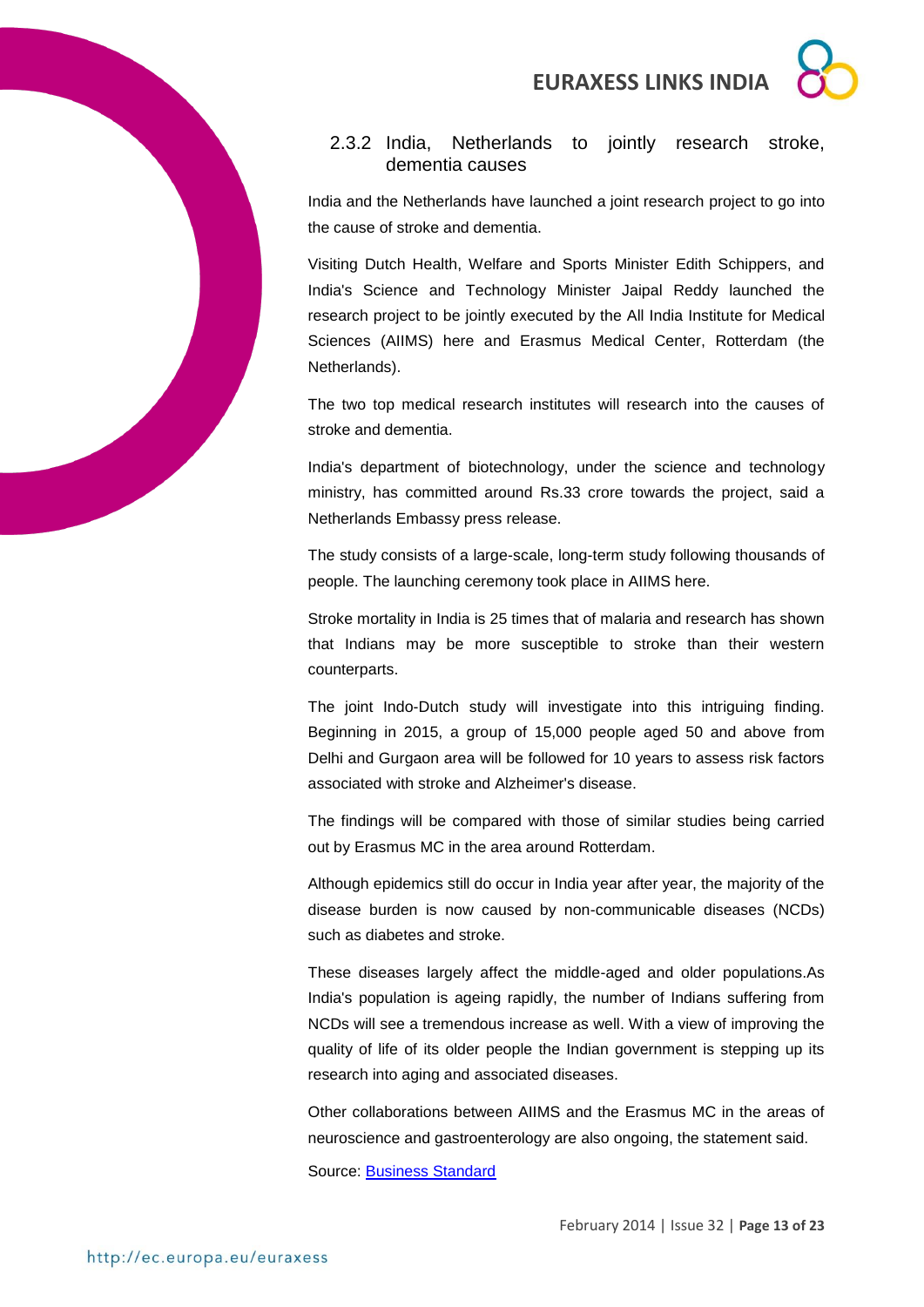### 2.3.2 India, Netherlands to jointly research stroke, dementia causes

India and the Netherlands have launched a joint research project to go into the cause of stroke and dementia.

Visiting Dutch Health, Welfare and Sports Minister Edith Schippers, and India's Science and Technology Minister Jaipal Reddy launched the research project to be jointly executed by the All India Institute for Medical Sciences (AIIMS) here and Erasmus Medical Center, Rotterdam (the Netherlands).

The two top medical research institutes will research into the causes of stroke and dementia.

India's department of biotechnology, under the science and technology ministry, has committed around Rs.33 crore towards the project, said a Netherlands Embassy press release.

The study consists of a large-scale, long-term study following thousands of people. The launching ceremony took place in AIIMS here.

Stroke mortality in India is 25 times that of malaria and research has shown that Indians may be more susceptible to stroke than their western counterparts.

The joint Indo-Dutch study will investigate into this intriguing finding. Beginning in 2015, a group of 15,000 people aged 50 and above from Delhi and Gurgaon area will be followed for 10 years to assess risk factors associated with stroke and Alzheimer's disease.

The findings will be compared with those of similar studies being carried out by Erasmus MC in the area around Rotterdam.

Although epidemics still do occur in India year after year, the majority of the disease burden is now caused by non-communicable diseases (NCDs) such as diabetes and stroke.

These diseases largely affect the middle-aged and older populations.As India's population is ageing rapidly, the number of Indians suffering from NCDs will see a tremendous increase as well. With a view of improving the quality of life of its older people the Indian government is stepping up its research into aging and associated diseases.

Other collaborations between AIIMS and the Erasmus MC in the areas of neuroscience and gastroenterology are also ongoing, the statement said.

Source: [Business Standard]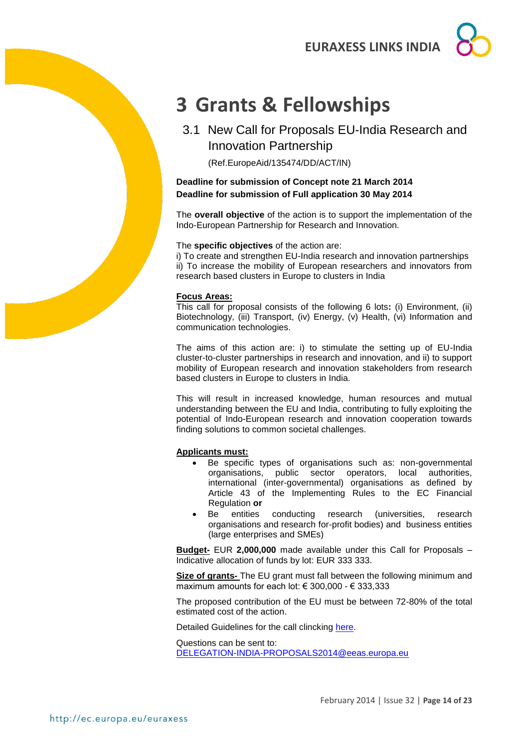# 3 Grants & Fellowships

## 3.1 New Call for Proposals EU-India Research and Innovation Partnership

(Ref.EuropeAid/135474/DD/ACT/IN)

**Deadline for submission of Concept note 21 March 2014**
**Deadline for submission of Full application 30 May 2014**

The **overall objective** of the action is to support the implementation of the Indo-European Partnership for Research and Innovation.

The **specific objectives** of the action are:
i) To create and strengthen EU-India research and innovation partnerships
ii) To increase the mobility of European researchers and innovators from research based clusters in Europe to clusters in India

**Focus Areas:**
This call for proposal consists of the following 6 lots**:** (i) Environment, (ii) Biotechnology, (iii) Transport, (iv) Energy, (v) Health, (vi) Information and communication technologies.

The aims of this action are: i) to stimulate the setting up of EU-India cluster-to-cluster partnerships in research and innovation, and ii) to support mobility of European research and innovation stakeholders from research based clusters in Europe to clusters in India.

This will result in increased knowledge, human resources and mutual understanding between the EU and India, contributing to fully exploiting the potential of Indo-European research and innovation cooperation towards finding solutions to common societal challenges.

**Applicants must:**

- Be specific types of organisations such as: non-governmental organisations, public sector operators, local authorities, international (inter-governmental) organisations as defined by Article 43 of the Implementing Rules to the EC Financial Regulation **or**
- Be entities conducting research (universities, research organisations and research for-profit bodies) and business entities (large enterprises and SMEs)

**Budget-** EUR **2,000,000** made available under this Call for Proposals – Indicative allocation of funds by lot: EUR 333 333.

**Size of grants-** The EU grant must fall between the following minimum and maximum amounts for each lot: € 300,000 - € 333,333

The proposed contribution of the EU must be between 72-80% of the total estimated cost of the action.

Detailed Guidelines for the call clincking here.

Questions can be sent to:
DELEGATION-INDIA-PROPOSALS2014@eeas.europa.eu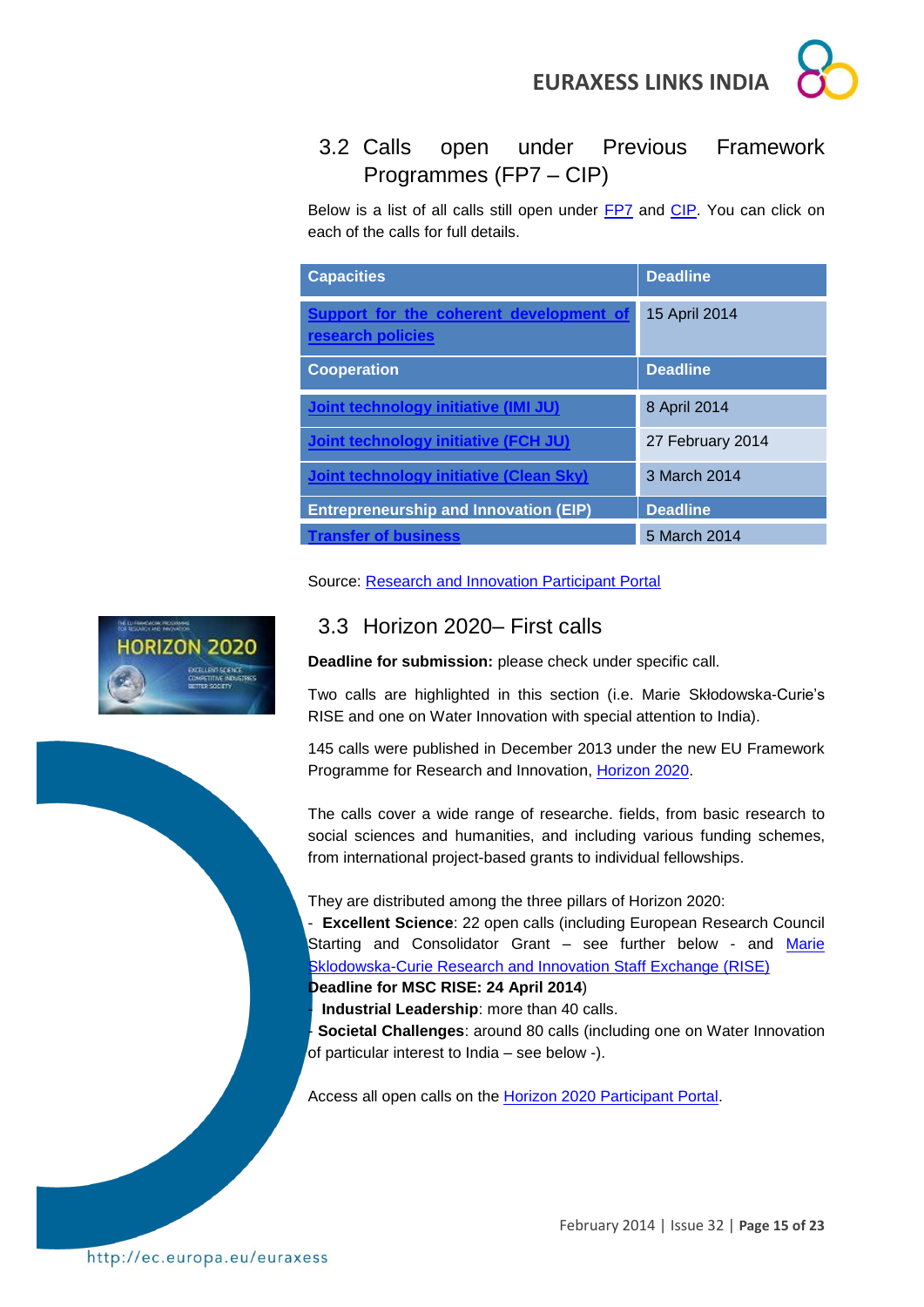## 3.2 Calls open under Previous Framework Programmes (FP7 – CIP)

Below is a list of all calls still open under FP7 and CIP. You can click on each of the calls for full details.

| Capacities | Deadline |
|---|---|
| Support for the coherent development of research policies | 15 April 2014 |
| **Cooperation** | **Deadline** |
| Joint technology initiative (IMI JU) | 8 April 2014 |
| Joint technology initiative (FCH JU) | 27 February 2014 |
| Joint technology initiative (Clean Sky) | 3 March 2014 |
| **Entrepreneurship and Innovation (EIP)** | **Deadline** |
| Transfer of business | 5 March 2014 |

Source: Research and Innovation Participant Portal

## 3.3 Horizon 2020– First calls

**Deadline for submission:** please check under specific call.

Two calls are highlighted in this section (i.e. Marie Skłodowska-Curie's RISE and one on Water Innovation with special attention to India).

145 calls were published in December 2013 under the new EU Framework Programme for Research and Innovation, Horizon 2020.

The calls cover a wide range of researche. fields, from basic research to social sciences and humanities, and including various funding schemes, from international project-based grants to individual fellowships.

They are distributed among the three pillars of Horizon 2020:
- **Excellent Science**: 22 open calls (including European Research Council Starting and Consolidator Grant – see further below - and Marie Sklodowska-Curie Research and Innovation Staff Exchange (RISE) **Deadline for MSC RISE: 24 April 2014**)
- **Industrial Leadership**: more than 40 calls.
- **Societal Challenges**: around 80 calls (including one on Water Innovation of particular interest to India – see below -).

Access all open calls on the Horizon 2020 Participant Portal.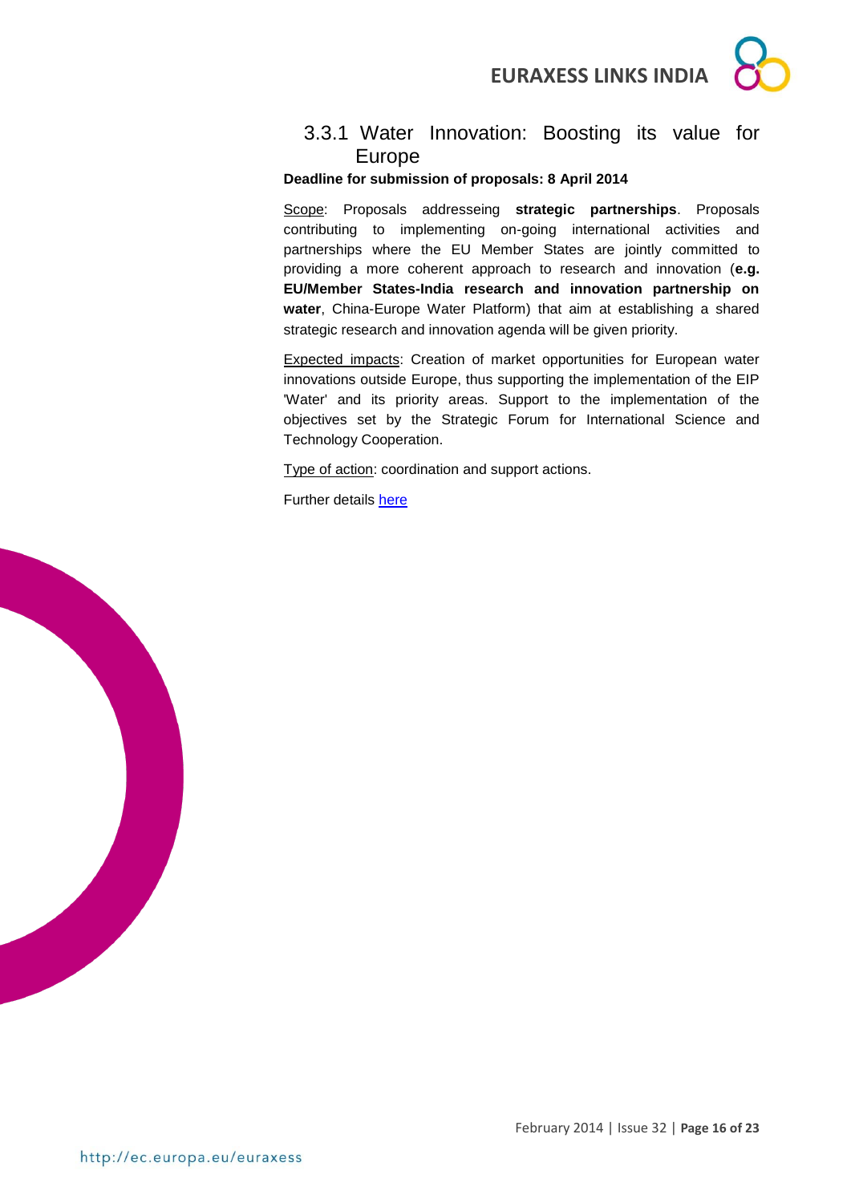### 3.3.1 Water Innovation: Boosting its value for Europe

**Deadline for submission of proposals: 8 April 2014**

Scope: Proposals addresseing **strategic partnerships**. Proposals contributing to implementing on-going international activities and partnerships where the EU Member States are jointly committed to providing a more coherent approach to research and innovation (**e.g. EU/Member States-India research and innovation partnership on water**, China-Europe Water Platform) that aim at establishing a shared strategic research and innovation agenda will be given priority.

Expected impacts: Creation of market opportunities for European water innovations outside Europe, thus supporting the implementation of the EIP 'Water' and its priority areas. Support to the implementation of the objectives set by the Strategic Forum for International Science and Technology Cooperation.

Type of action: coordination and support actions.

Further details here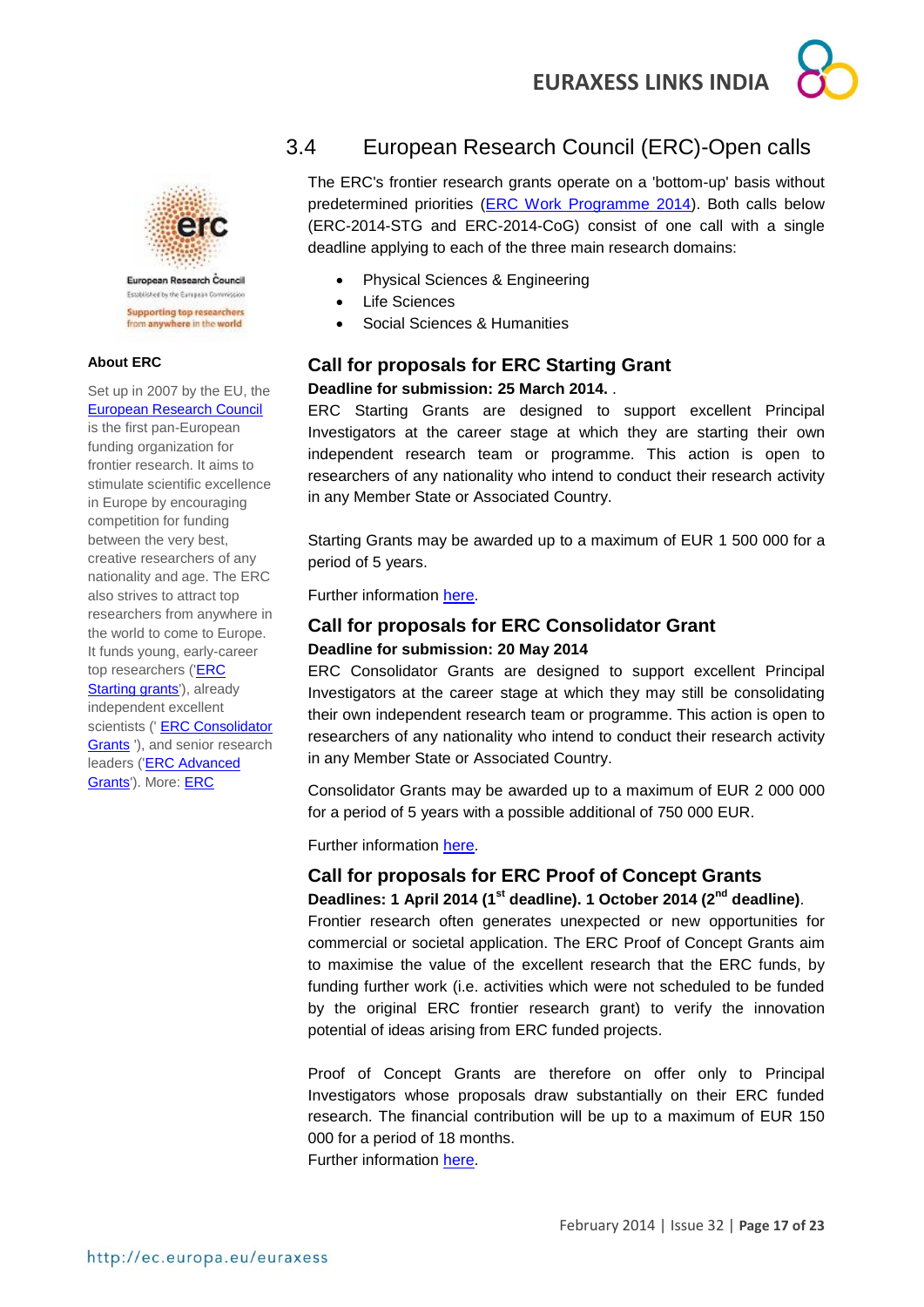## 3.4 European Research Council (ERC)-Open calls

The ERC's frontier research grants operate on a 'bottom-up' basis without predetermined priorities (ERC Work Programme 2014). Both calls below (ERC-2014-STG and ERC-2014-CoG) consist of one call with a single deadline applying to each of the three main research domains:

- Physical Sciences & Engineering
- Life Sciences
- Social Sciences & Humanities

### Call for proposals for ERC Starting Grant

**Deadline for submission: 25 March 2014.** .

ERC Starting Grants are designed to support excellent Principal Investigators at the career stage at which they are starting their own independent research team or programme. This action is open to researchers of any nationality who intend to conduct their research activity in any Member State or Associated Country.

Starting Grants may be awarded up to a maximum of EUR 1 500 000 for a period of 5 years.

Further information here.

### Call for proposals for ERC Consolidator Grant

**Deadline for submission: 20 May 2014**

ERC Consolidator Grants are designed to support excellent Principal Investigators at the career stage at which they may still be consolidating their own independent research team or programme. This action is open to researchers of any nationality who intend to conduct their research activity in any Member State or Associated Country.

Consolidator Grants may be awarded up to a maximum of EUR 2 000 000 for a period of 5 years with a possible additional of 750 000 EUR.

Further information here.

### Call for proposals for ERC Proof of Concept Grants

**Deadlines: 1 April 2014 (1st deadline). 1 October 2014 (2nd deadline)**.

Frontier research often generates unexpected or new opportunities for commercial or societal application. The ERC Proof of Concept Grants aim to maximise the value of the excellent research that the ERC funds, by funding further work (i.e. activities which were not scheduled to be funded by the original ERC frontier research grant) to verify the innovation potential of ideas arising from ERC funded projects.

Proof of Concept Grants are therefore on offer only to Principal Investigators whose proposals draw substantially on their ERC funded research. The financial contribution will be up to a maximum of EUR 150 000 for a period of 18 months.

Further information here.

**About ERC**

Set up in 2007 by the EU, the European Research Council is the first pan-European funding organization for frontier research. It aims to stimulate scientific excellence in Europe by encouraging competition for funding between the very best, creative researchers of any nationality and age. The ERC also strives to attract top researchers from anywhere in the world to come to Europe. It funds young, early-career top researchers ('ERC Starting grants'), already independent excellent scientists (' ERC Consolidator Grants '), and senior research leaders ('ERC Advanced Grants'). More: ERC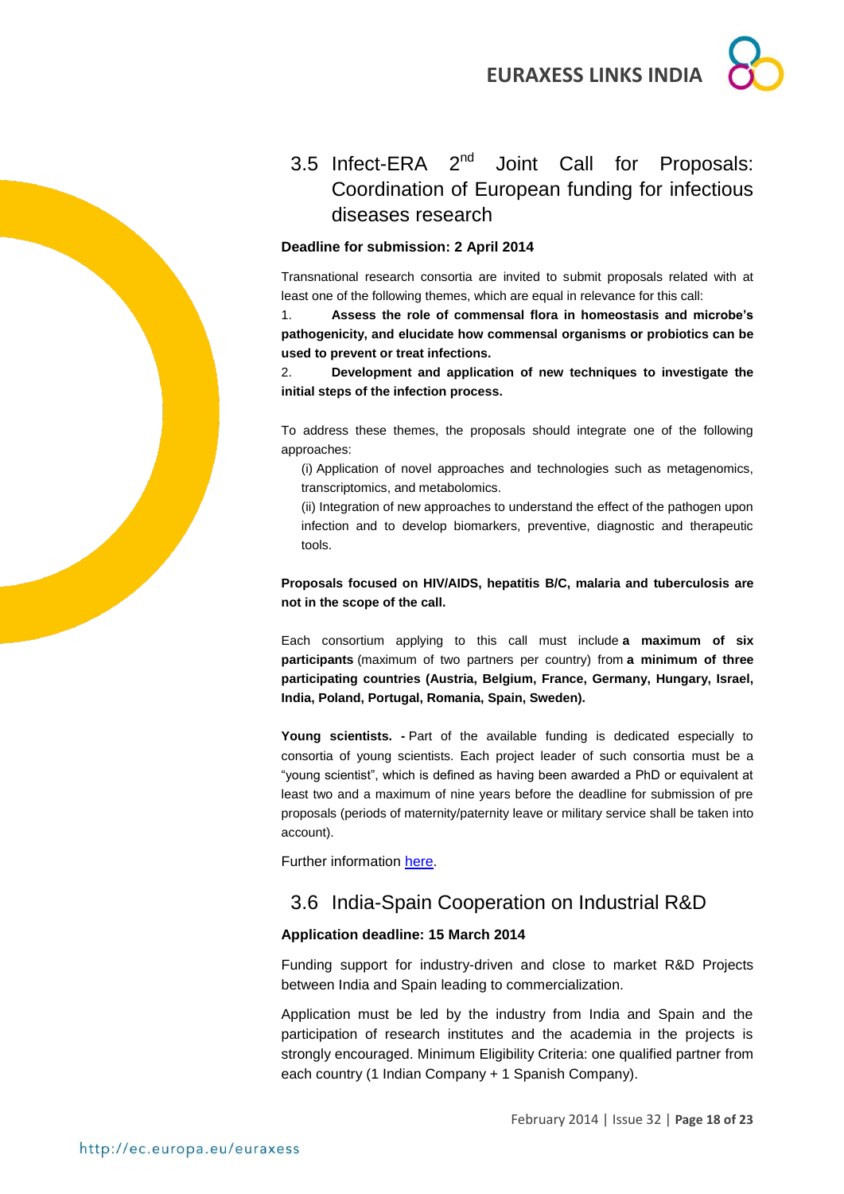## 3.5 Infect-ERA 2nd Joint Call for Proposals: Coordination of European funding for infectious diseases research

**Deadline for submission: 2 April 2014**

Transnational research consortia are invited to submit proposals related with at least one of the following themes, which are equal in relevance for this call:

1. **Assess the role of commensal flora in homeostasis and microbe's pathogenicity, and elucidate how commensal organisms or probiotics can be used to prevent or treat infections.**
2. **Development and application of new techniques to investigate the initial steps of the infection process.**

To address these themes, the proposals should integrate one of the following approaches:

(i) Application of novel approaches and technologies such as metagenomics, transcriptomics, and metabolomics.

(ii) Integration of new approaches to understand the effect of the pathogen upon infection and to develop biomarkers, preventive, diagnostic and therapeutic tools.

**Proposals focused on HIV/AIDS, hepatitis B/C, malaria and tuberculosis are not in the scope of the call.**

Each consortium applying to this call must include **a maximum of six participants** (maximum of two partners per country) from **a minimum of three participating countries (Austria, Belgium, France, Germany, Hungary, Israel, India, Poland, Portugal, Romania, Spain, Sweden).**

**Young scientists. -** Part of the available funding is dedicated especially to consortia of young scientists. Each project leader of such consortia must be a "young scientist", which is defined as having been awarded a PhD or equivalent at least two and a maximum of nine years before the deadline for submission of pre proposals (periods of maternity/paternity leave or military service shall be taken into account).

Further information here.

## 3.6 India-Spain Cooperation on Industrial R&D

**Application deadline: 15 March 2014**

Funding support for industry-driven and close to market R&D Projects between India and Spain leading to commercialization.

Application must be led by the industry from India and Spain and the participation of research institutes and the academia in the projects is strongly encouraged. Minimum Eligibility Criteria: one qualified partner from each country (1 Indian Company + 1 Spanish Company).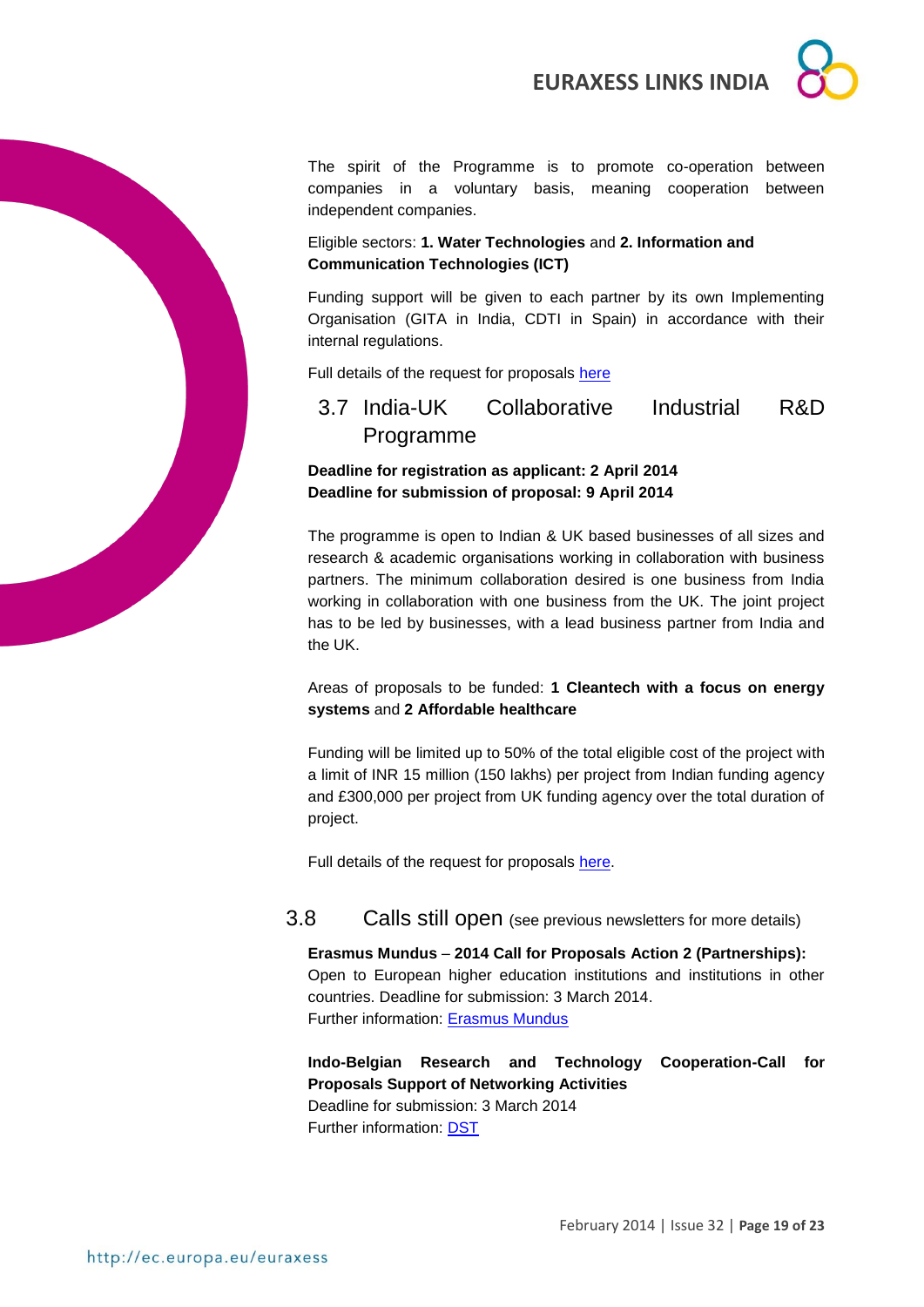The spirit of the Programme is to promote co-operation between companies in a voluntary basis, meaning cooperation between independent companies.

Eligible sectors: **1. Water Technologies** and **2. Information and Communication Technologies (ICT)**

Funding support will be given to each partner by its own Implementing Organisation (GITA in India, CDTI in Spain) in accordance with their internal regulations.

Full details of the request for proposals here

## 3.7 India-UK Collaborative Industrial R&D Programme

**Deadline for registration as applicant: 2 April 2014**
**Deadline for submission of proposal: 9 April 2014**

The programme is open to Indian & UK based businesses of all sizes and research & academic organisations working in collaboration with business partners. The minimum collaboration desired is one business from India working in collaboration with one business from the UK. The joint project has to be led by businesses, with a lead business partner from India and the UK.

Areas of proposals to be funded: **1 Cleantech with a focus on energy systems** and **2 Affordable healthcare**

Funding will be limited up to 50% of the total eligible cost of the project with a limit of INR 15 million (150 lakhs) per project from Indian funding agency and £300,000 per project from UK funding agency over the total duration of project.

Full details of the request for proposals here.

## 3.8 Calls still open (see previous newsletters for more details)

**Erasmus Mundus – 2014 Call for Proposals Action 2 (Partnerships):**
Open to European higher education institutions and institutions in other countries. Deadline for submission: 3 March 2014.
Further information: Erasmus Mundus

**Indo-Belgian Research and Technology Cooperation-Call for Proposals Support of Networking Activities**
Deadline for submission: 3 March 2014
Further information: DST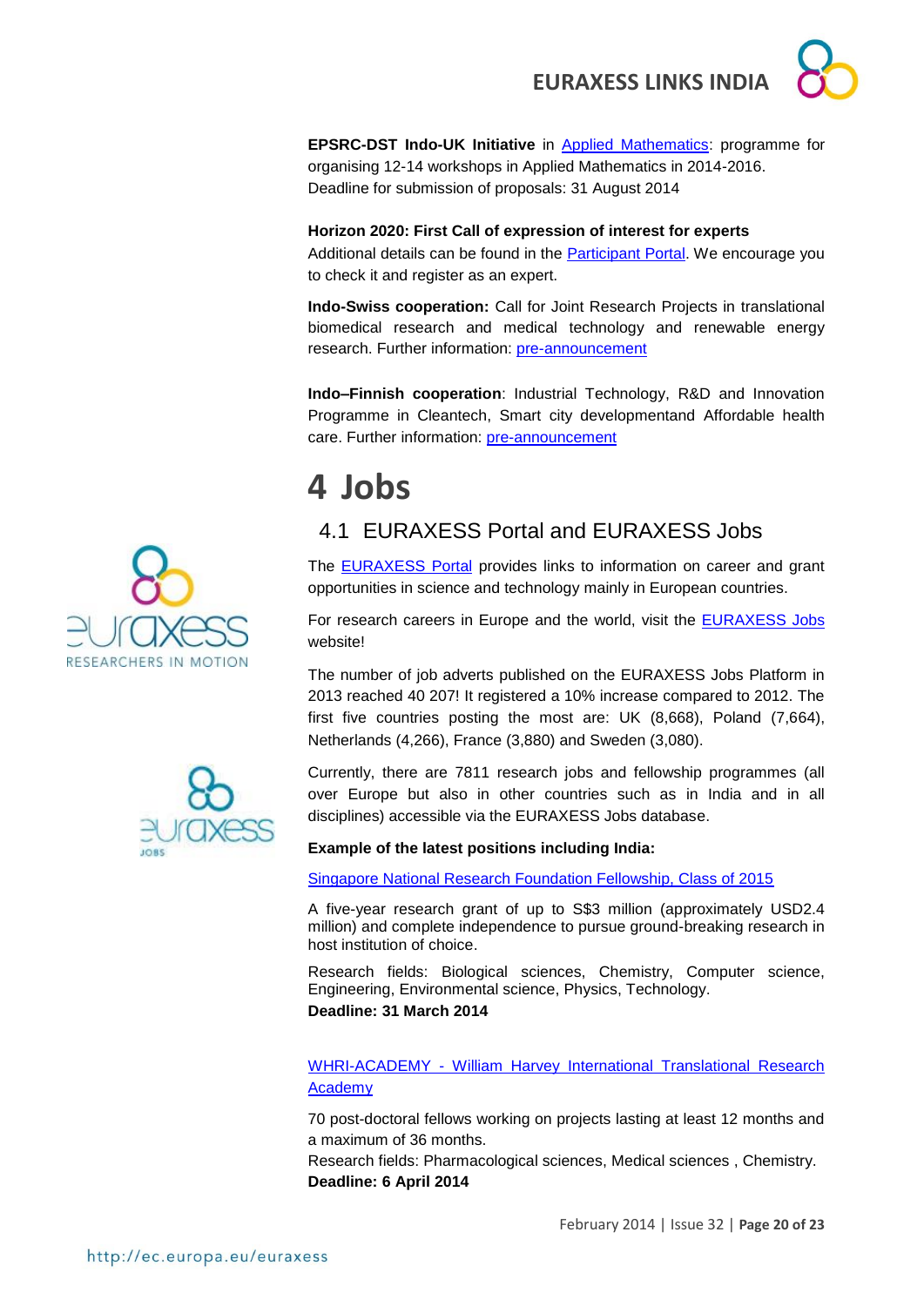**EPSRC-DST Indo-UK Initiative** in [Applied Mathematics](): programme for organising 12-14 workshops in Applied Mathematics in 2014-2016. Deadline for submission of proposals: 31 August 2014

**Horizon 2020: First Call of expression of interest for experts**
Additional details can be found in the [Participant Portal](). We encourage you to check it and register as an expert.

**Indo-Swiss cooperation:** Call for Joint Research Projects in translational biomedical research and medical technology and renewable energy research. Further information: [pre-announcement]()

**Indo–Finnish cooperation**: Industrial Technology, R&D and Innovation Programme in Cleantech, Smart city developmentand Affordable health care. Further information: [pre-announcement]()

# 4 Jobs

## 4.1 EURAXESS Portal and EURAXESS Jobs

The [EURAXESS Portal]() provides links to information on career and grant opportunities in science and technology mainly in European countries.

For research careers in Europe and the world, visit the [EURAXESS Jobs]() website!

The number of job adverts published on the EURAXESS Jobs Platform in 2013 reached 40 207! It registered a 10% increase compared to 2012. The first five countries posting the most are: UK (8,668), Poland (7,664), Netherlands (4,266), France (3,880) and Sweden (3,080).

Currently, there are 7811 research jobs and fellowship programmes (all over Europe but also in other countries such as in India and in all disciplines) accessible via the EURAXESS Jobs database.

**Example of the latest positions including India:**

[Singapore National Research Foundation Fellowship, Class of 2015]()

A five-year research grant of up to S$3 million (approximately USD2.4 million) and complete independence to pursue ground-breaking research in host institution of choice.

Research fields: Biological sciences, Chemistry, Computer science, Engineering, Environmental science, Physics, Technology.
**Deadline: 31 March 2014**

[WHRI-ACADEMY - William Harvey International Translational Research Academy]()

70 post-doctoral fellows working on projects lasting at least 12 months and a maximum of 36 months.
Research fields: Pharmacological sciences, Medical sciences , Chemistry.
**Deadline: 6 April 2014**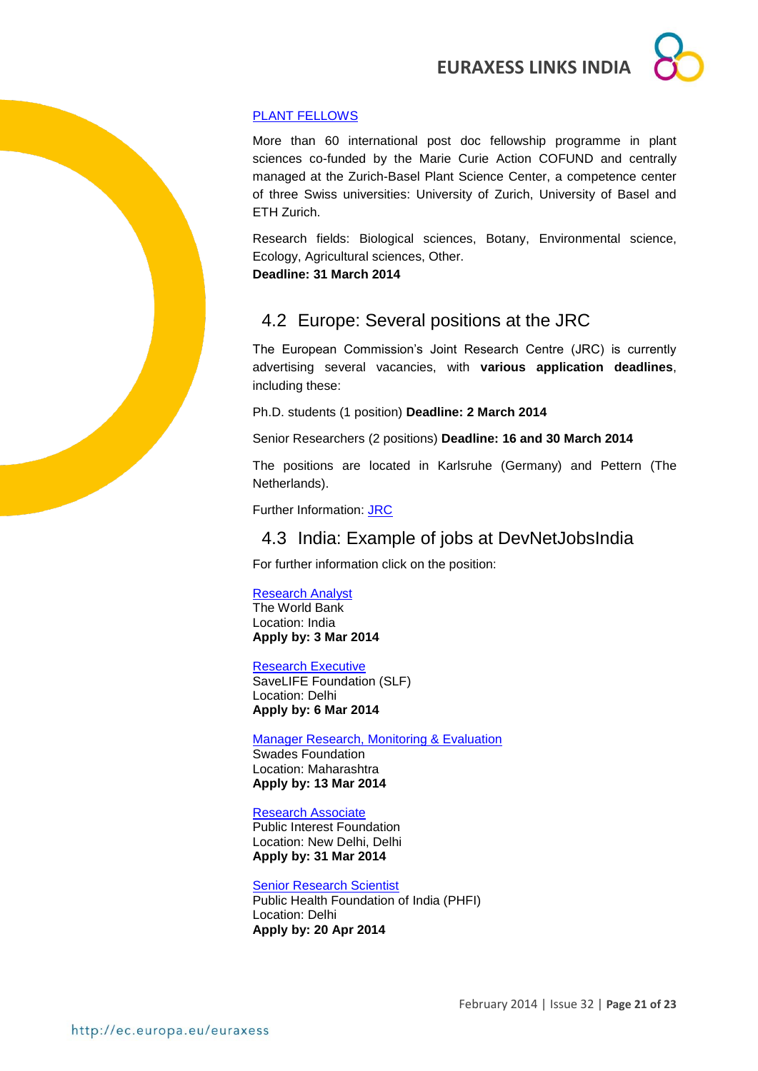PLANT FELLOWS

More than 60 international post doc fellowship programme in plant sciences co-funded by the Marie Curie Action COFUND and centrally managed at the Zurich-Basel Plant Science Center, a competence center of three Swiss universities: University of Zurich, University of Basel and ETH Zurich.

Research fields: Biological sciences, Botany, Environmental science, Ecology, Agricultural sciences, Other.
**Deadline: 31 March 2014**

## 4.2 Europe: Several positions at the JRC

The European Commission's Joint Research Centre (JRC) is currently advertising several vacancies, with **various application deadlines**, including these:

Ph.D. students (1 position) **Deadline: 2 March 2014**

Senior Researchers (2 positions) **Deadline: 16 and 30 March 2014**

The positions are located in Karlsruhe (Germany) and Pettern (The Netherlands).

Further Information: JRC

## 4.3 India: Example of jobs at DevNetJobsIndia

For further information click on the position:

Research Analyst
The World Bank
Location: India
**Apply by: 3 Mar 2014**

Research Executive
SaveLIFE Foundation (SLF)
Location: Delhi
**Apply by: 6 Mar 2014**

Manager Research, Monitoring & Evaluation
Swades Foundation
Location: Maharashtra
**Apply by: 13 Mar 2014**

Research Associate
Public Interest Foundation
Location: New Delhi, Delhi
**Apply by: 31 Mar 2014**

Senior Research Scientist
Public Health Foundation of India (PHFI)
Location: Delhi
**Apply by: 20 Apr 2014**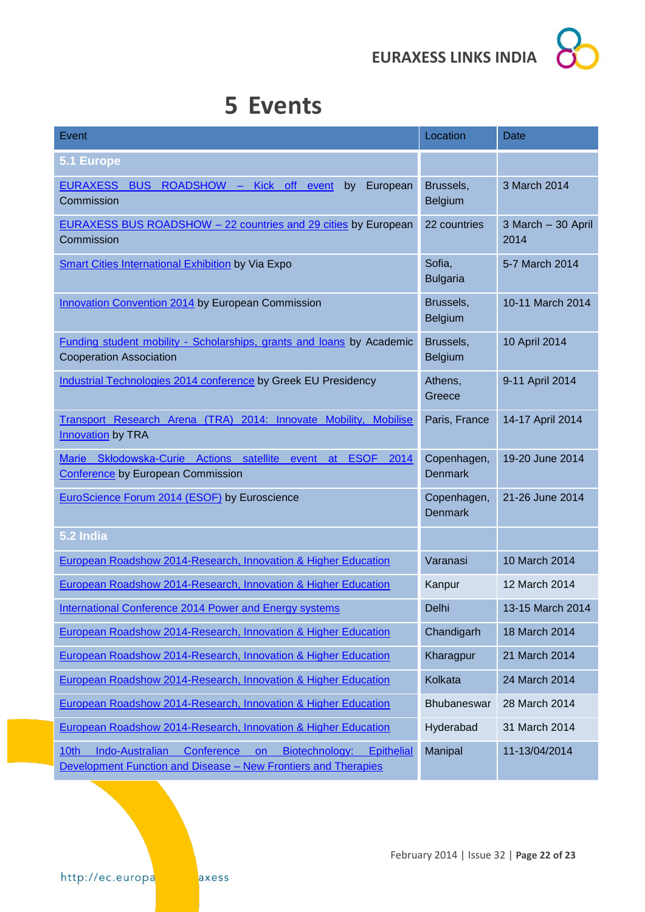# 5 Events

| Event | Location | Date |
|---|---|---|
| **5.1 Europe** | | |
| EURAXESS BUS ROADSHOW – Kick off event by European Commission | Brussels, Belgium | 3 March 2014 |
| EURAXESS BUS ROADSHOW – 22 countries and 29 cities by European Commission | 22 countries | 3 March – 30 April 2014 |
| Smart Cities International Exhibition by Via Expo | Sofia, Bulgaria | 5-7 March 2014 |
| Innovation Convention 2014 by European Commission | Brussels, Belgium | 10-11 March 2014 |
| Funding student mobility - Scholarships, grants and loans by Academic Cooperation Association | Brussels, Belgium | 10 April 2014 |
| Industrial Technologies 2014 conference by Greek EU Presidency | Athens, Greece | 9-11 April 2014 |
| Transport Research Arena (TRA) 2014: Innovate Mobility, Mobilise Innovation by TRA | Paris, France | 14-17 April 2014 |
| Marie Skłodowska-Curie Actions satellite event at ESOF 2014 Conference by European Commission | Copenhagen, Denmark | 19-20 June 2014 |
| EuroScience Forum 2014 (ESOF) by Euroscience | Copenhagen, Denmark | 21-26 June 2014 |
| **5.2 India** | | |
| European Roadshow 2014-Research, Innovation & Higher Education | Varanasi | 10 March 2014 |
| European Roadshow 2014-Research, Innovation & Higher Education | Kanpur | 12 March 2014 |
| International Conference 2014 Power and Energy systems | Delhi | 13-15 March 2014 |
| European Roadshow 2014-Research, Innovation & Higher Education | Chandigarh | 18 March 2014 |
| European Roadshow 2014-Research, Innovation & Higher Education | Kharagpur | 21 March 2014 |
| European Roadshow 2014-Research, Innovation & Higher Education | Kolkata | 24 March 2014 |
| European Roadshow 2014-Research, Innovation & Higher Education | Bhubaneswar | 28 March 2014 |
| European Roadshow 2014-Research, Innovation & Higher Education | Hyderabad | 31 March 2014 |
| 10th Indo-Australian Conference on Biotechnology: Epithelial Development Function and Disease – New Frontiers and Therapies | Manipal | 11-13/04/2014 |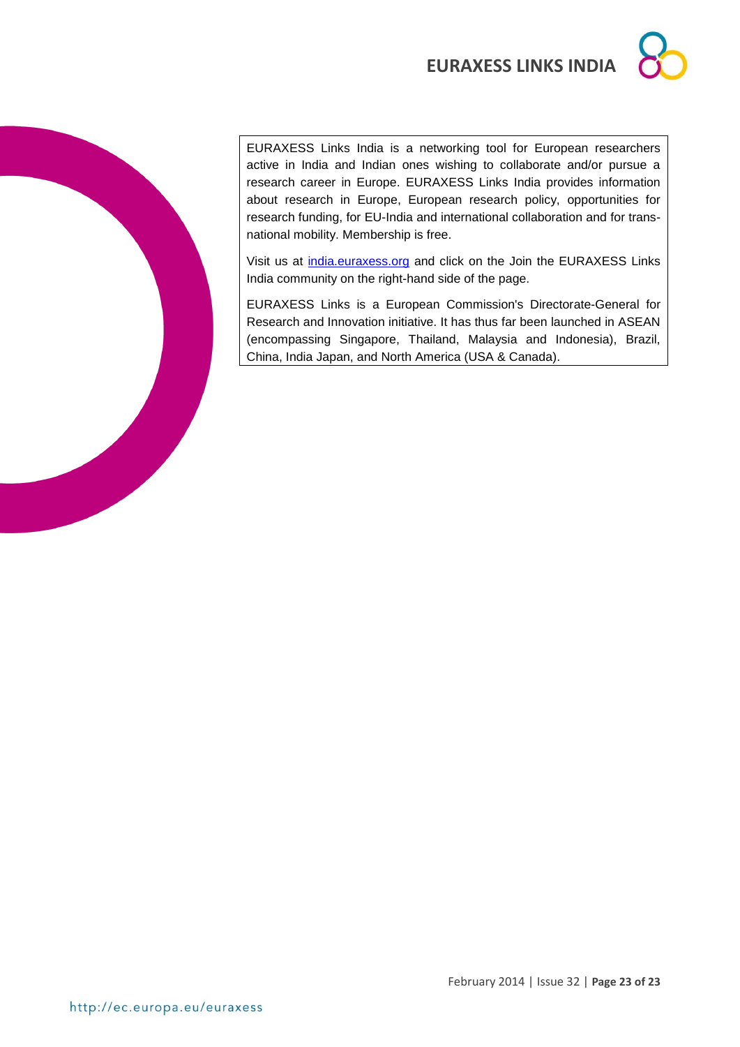EURAXESS Links India is a networking tool for European researchers active in India and Indian ones wishing to collaborate and/or pursue a research career in Europe. EURAXESS Links India provides information about research in Europe, European research policy, opportunities for research funding, for EU-India and international collaboration and for trans-national mobility. Membership is free.

Visit us at india.euraxess.org and click on the Join the EURAXESS Links India community on the right-hand side of the page.

EURAXESS Links is a European Commission's Directorate-General for Research and Innovation initiative. It has thus far been launched in ASEAN (encompassing Singapore, Thailand, Malaysia and Indonesia), Brazil, China, India Japan, and North America (USA & Canada).